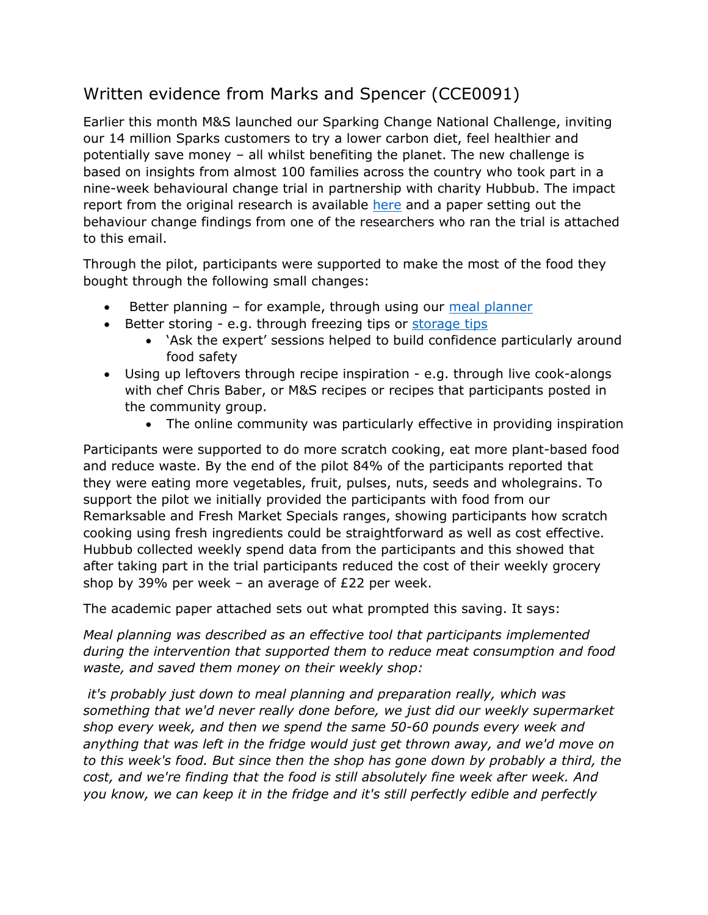## Written evidence from Marks and Spencer (CCE0091)

Earlier this month M&S launched our Sparking Change National Challenge, inviting our 14 million Sparks customers to try a lower carbon diet, feel healthier and potentially save money – all whilst benefiting the planet. The new challenge is based on insights from almost 100 families across the country who took part in a nine-week behavioural change trial in partnership with charity Hubbub. The impact report from the original research is available [here]() and a paper setting out the behaviour change findings from one of the researchers who ran the trial is attached to this email.

Through the pilot, participants were supported to make the most of the food they bought through the following small changes:

- Better planning – for example, through using our [meal planner]()
- Better storing - e.g. through freezing tips or [storage tips]()
  - 'Ask the expert' sessions helped to build confidence particularly around food safety
- Using up leftovers through recipe inspiration - e.g. through live cook-alongs with chef Chris Baber, or M&S recipes or recipes that participants posted in the community group.
  - The online community was particularly effective in providing inspiration

Participants were supported to do more scratch cooking, eat more plant-based food and reduce waste. By the end of the pilot 84% of the participants reported that they were eating more vegetables, fruit, pulses, nuts, seeds and wholegrains. To support the pilot we initially provided the participants with food from our Remarksable and Fresh Market Specials ranges, showing participants how scratch cooking using fresh ingredients could be straightforward as well as cost effective. Hubbub collected weekly spend data from the participants and this showed that after taking part in the trial participants reduced the cost of their weekly grocery shop by 39% per week – an average of £22 per week.

The academic paper attached sets out what prompted this saving. It says:

*Meal planning was described as an effective tool that participants implemented during the intervention that supported them to reduce meat consumption and food waste, and saved them money on their weekly shop:*

*it's probably just down to meal planning and preparation really, which was something that we'd never really done before, we just did our weekly supermarket shop every week, and then we spend the same 50-60 pounds every week and anything that was left in the fridge would just get thrown away, and we'd move on to this week's food. But since then the shop has gone down by probably a third, the cost, and we're finding that the food is still absolutely fine week after week. And you know, we can keep it in the fridge and it's still perfectly edible and perfectly*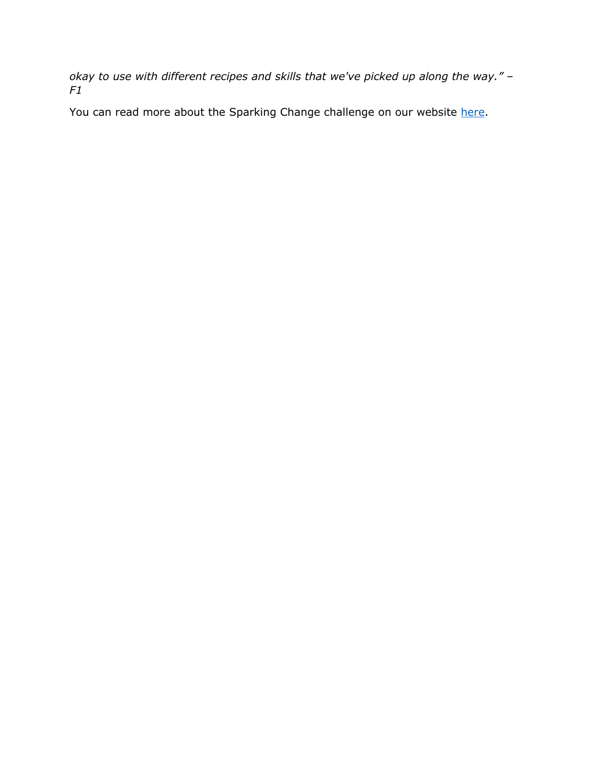*okay to use with different recipes and skills that we've picked up along the way." – F1*

You can read more about the Sparking Change challenge on our website here.